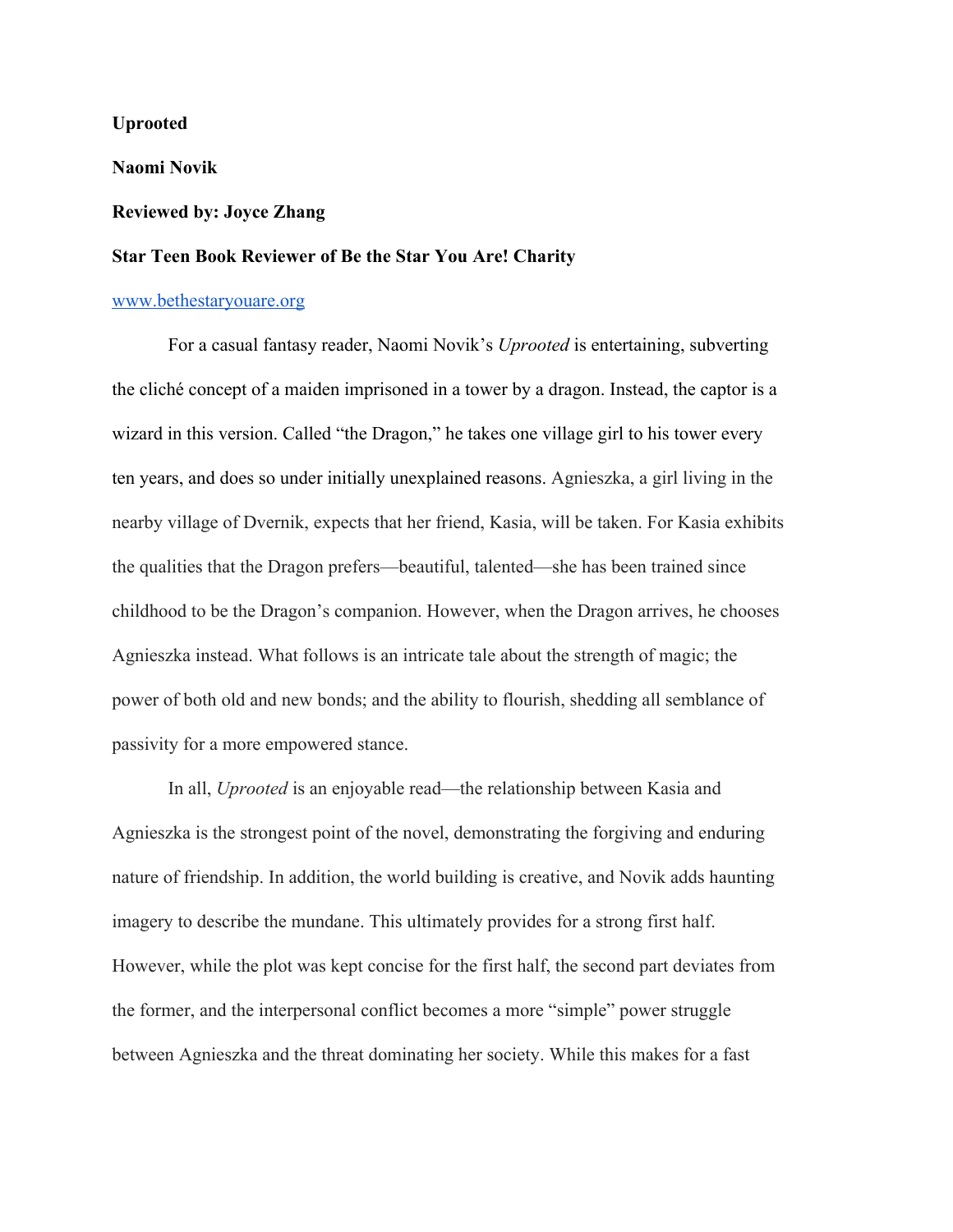**Uprooted**

**Naomi Novik**

**Reviewed by: Joyce Zhang**

**Star Teen Book Reviewer of Be the Star You Are! Charity**

[www.bethestaryouare.org](http://www.bethestaryouare.org)

For a casual fantasy reader, Naomi Novik's *Uprooted* is entertaining, subverting the cliché concept of a maiden imprisoned in a tower by a dragon. Instead, the captor is a wizard in this version. Called "the Dragon," he takes one village girl to his tower every ten years, and does so under initially unexplained reasons. Agnieszka, a girl living in the nearby village of Dvernik, expects that her friend, Kasia, will be taken. For Kasia exhibits the qualities that the Dragon prefers—beautiful, talented—she has been trained since childhood to be the Dragon's companion. However, when the Dragon arrives, he chooses Agnieszka instead. What follows is an intricate tale about the strength of magic; the power of both old and new bonds; and the ability to flourish, shedding all semblance of passivity for a more empowered stance.

In all, *Uprooted* is an enjoyable read—the relationship between Kasia and Agnieszka is the strongest point of the novel, demonstrating the forgiving and enduring nature of friendship. In addition, the world building is creative, and Novik adds haunting imagery to describe the mundane. This ultimately provides for a strong first half. However, while the plot was kept concise for the first half, the second part deviates from the former, and the interpersonal conflict becomes a more "simple" power struggle between Agnieszka and the threat dominating her society. While this makes for a fast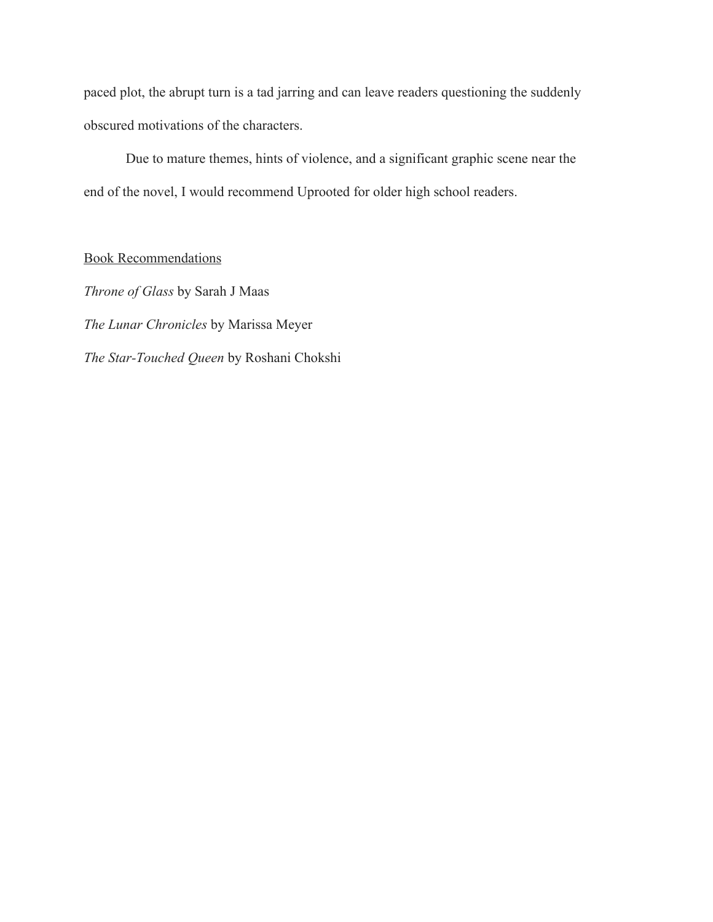paced plot, the abrupt turn is a tad jarring and can leave readers questioning the suddenly obscured motivations of the characters.

Due to mature themes, hints of violence, and a significant graphic scene near the end of the novel, I would recommend Uprooted for older high school readers.

<u>Book Recommendations</u>

*Throne of Glass* by Sarah J Maas

*The Lunar Chronicles* by Marissa Meyer

*The Star-Touched Queen* by Roshani Chokshi